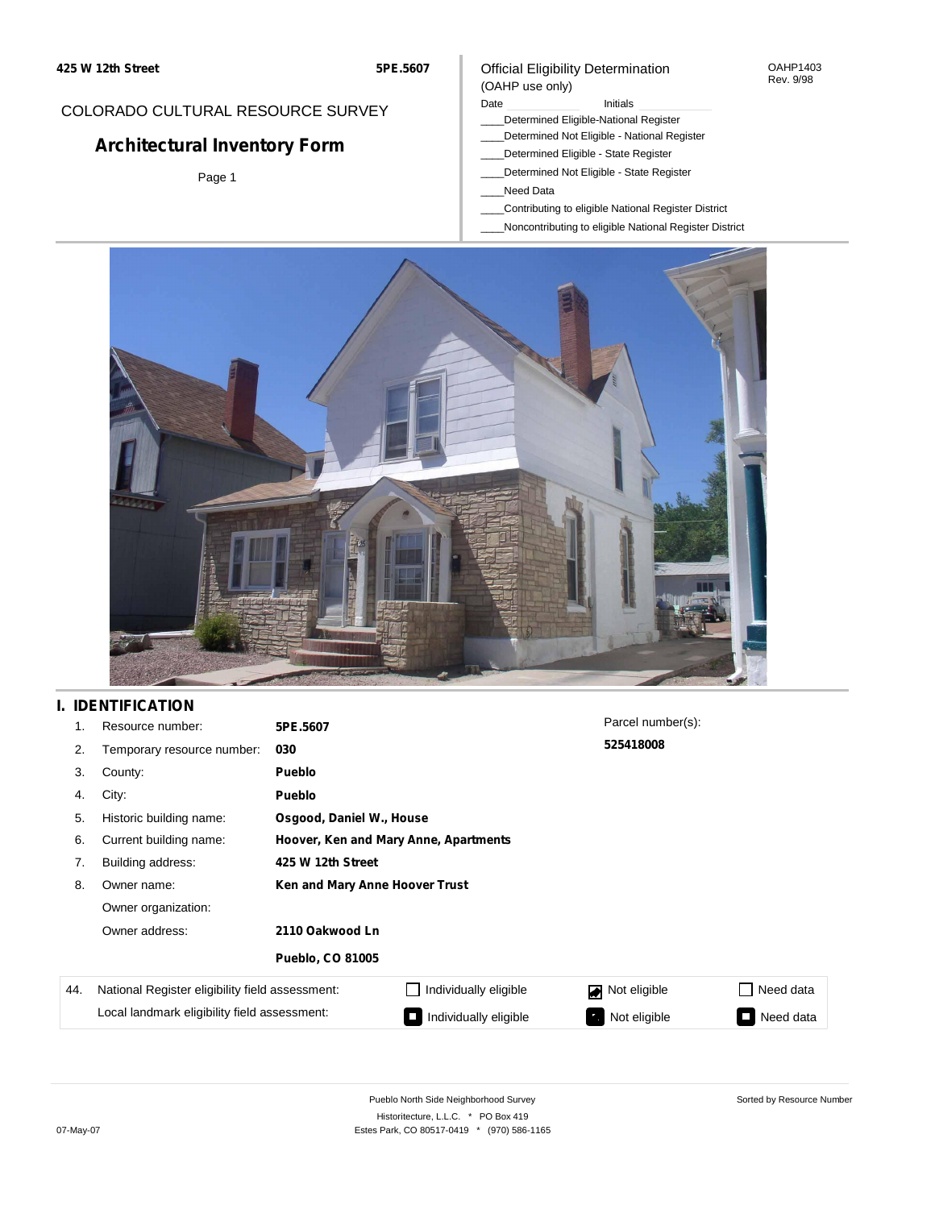425 W 12th Street | 5PE.5607

COLORADO CULTURAL RESOURCE SURVEY

# Architectural Inventory Form

Page 1

Official Eligibility Determination
(OAHP use only)

OAHP1403
Rev. 9/98

Date ______ Initials ______

____Determined Eligible-National Register
____Determined Not Eligible - National Register
____Determined Eligible - State Register
____Determined Not Eligible - State Register
____Need Data
____Contributing to eligible National Register District
____Noncontributing to eligible National Register District

## I. IDENTIFICATION

1. Resource number: **5PE.5607**
2. Temporary resource number: **030**
3. County: **Pueblo**
4. City: **Pueblo**
5. Historic building name: **Osgood, Daniel W., House**
6. Current building name: **Hoover, Ken and Mary Anne, Apartments**
7. Building address: **425 W 12th Street**
8. Owner name: **Ken and Mary Anne Hoover Trust**
   Owner organization:
   Owner address: **2110 Oakwood Ln**
   **Pueblo, CO 81005**

Parcel number(s):
**525418008**

| 44. | | | | |
|---|---|---|---|---|
| National Register eligibility field assessment: | ☐ Individually eligible | ☑ Not eligible | ☐ Need data |
| Local landmark eligibility field assessment: | ■ Individually eligible | ■ Not eligible | ■ Need data |

Pueblo North Side Neighborhood Survey
Historitecture, L.L.C. * PO Box 419
Estes Park, CO 80517-0419 * (970) 586-1165

Sorted by Resource Number

07-May-07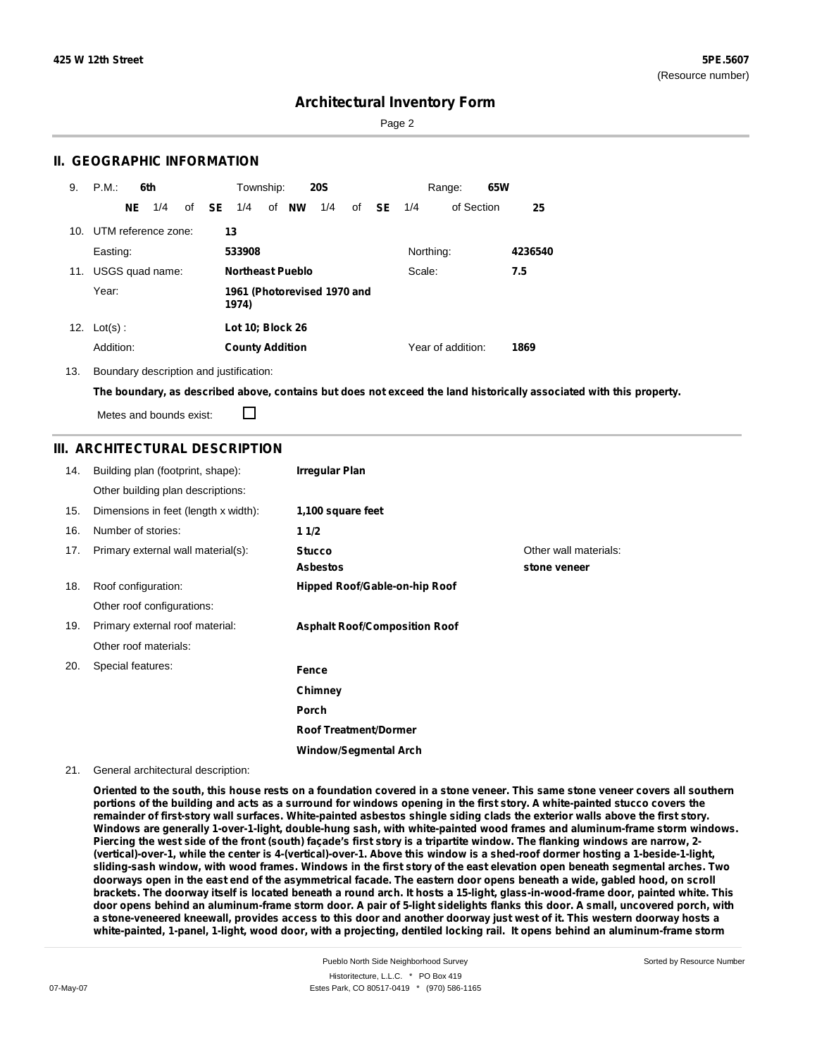**425 W 12th Street** **5PE.5607**
(Resource number)

# Architectural Inventory Form

## II. GEOGRAPHIC INFORMATION

9. P.M.: **6th** Township: **20S** Range: **65W**
   **NE** 1/4 of **SE** 1/4 of **NW** 1/4 of **SE** 1/4 of Section **25**

10. UTM reference zone: **13**
    Easting: **533908** Northing: **4236540**

11. USGS quad name: **Northeast Pueblo** Scale: **7.5**
    Year: **1961 (Photorevised 1970 and 1974)**

12. Lot(s) : **Lot 10; Block 26**
    Addition: **County Addition** Year of addition: **1869**

13. Boundary description and justification:
    **The boundary, as described above, contains but does not exceed the land historically associated with this property.**
    Metes and bounds exist: ☐

## III. ARCHITECTURAL DESCRIPTION

14. Building plan (footprint, shape): **Irregular Plan**
    Other building plan descriptions:
15. Dimensions in feet (length x width): **1,100 square feet**
16. Number of stories: **1 1/2**
17. Primary external wall material(s): **Stucco**, **Asbestos**
    Other wall materials: **stone veneer**
18. Roof configuration: **Hipped Roof/Gable-on-hip Roof**
    Other roof configurations:
19. Primary external roof material: **Asphalt Roof/Composition Roof**
    Other roof materials:
20. Special features: **Fence**, **Chimney**, **Porch**, **Roof Treatment/Dormer**, **Window/Segmental Arch**
21. General architectural description:

**Oriented to the south, this house rests on a foundation covered in a stone veneer. This same stone veneer covers all southern portions of the building and acts as a surround for windows opening in the first story. A white-painted stucco covers the remainder of first-story wall surfaces. White-painted asbestos shingle siding clads the exterior walls above the first story. Windows are generally 1-over-1-light, double-hung sash, with white-painted wood frames and aluminum-frame storm windows. Piercing the west side of the front (south) façade's first story is a tripartite window. The flanking windows are narrow, 2-(vertical)-over-1, while the center is 4-(vertical)-over-1. Above this window is a shed-roof dormer hosting a 1-beside-1-light, sliding-sash window, with wood frames. Windows in the first story of the east elevation open beneath segmental arches. Two doorways open in the east end of the asymmetrical facade. The eastern door opens beneath a wide, gabled hood, on scroll brackets. The doorway itself is located beneath a round arch. It hosts a 15-light, glass-in-wood-frame door, painted white. This door opens behind an aluminum-frame storm door. A pair of 5-light sidelights flanks this door. A small, uncovered porch, with a stone-veneered kneewall, provides access to this door and another doorway just west of it. This western doorway hosts a white-painted, 1-panel, 1-light, wood door, with a projecting, dentiled locking rail. It opens behind an aluminum-frame storm**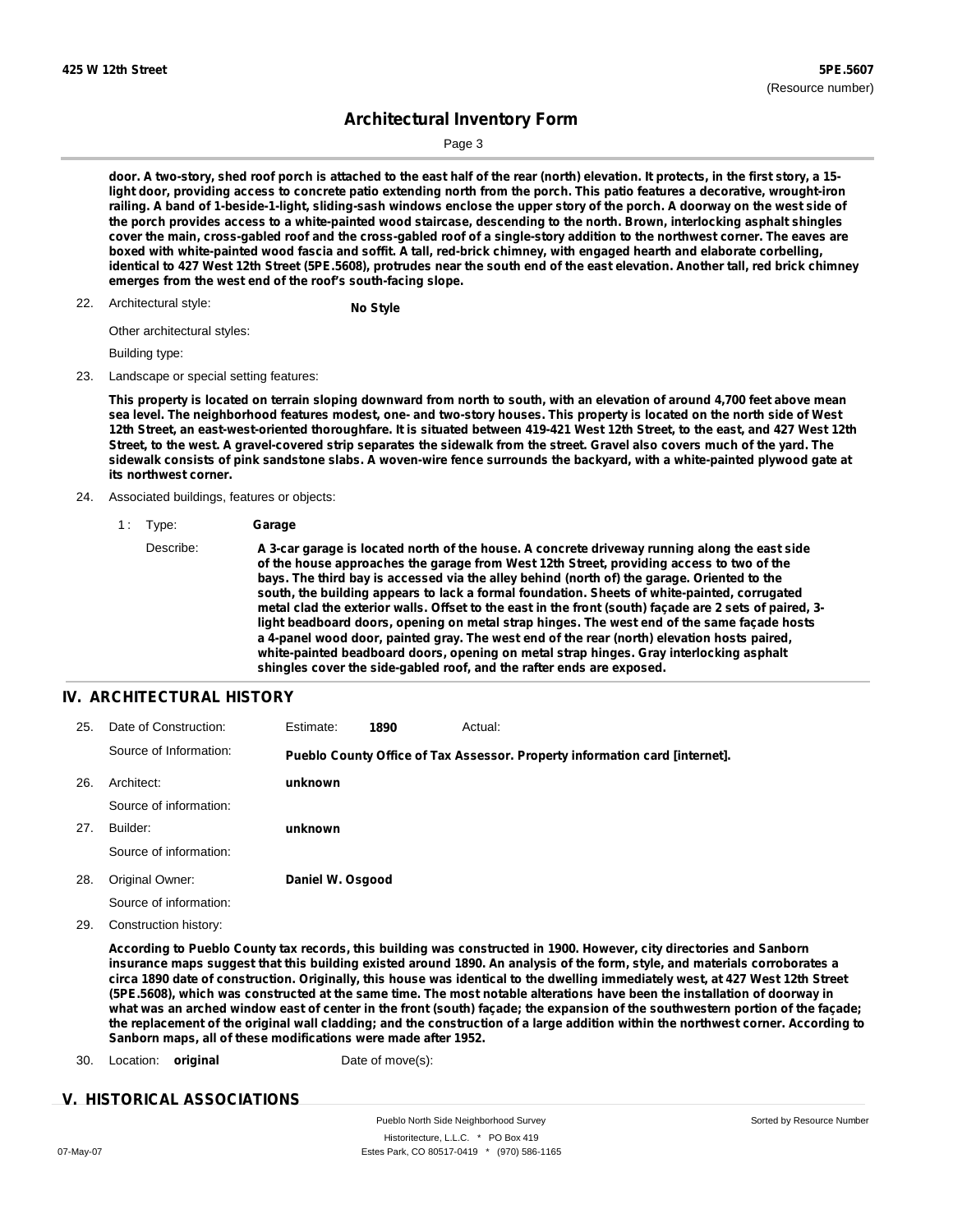door. A two-story, shed roof porch is attached to the east half of the rear (north) elevation. It protects, in the first story, a 15-light door, providing access to concrete patio extending north from the porch. This patio features a decorative, wrought-iron railing. A band of 1-beside-1-light, sliding-sash windows enclose the upper story of the porch. A doorway on the west side of the porch provides access to a white-painted wood staircase, descending to the north. Brown, interlocking asphalt shingles cover the main, cross-gabled roof and the cross-gabled roof of a single-story addition to the northwest corner. The eaves are boxed with white-painted wood fascia and soffit. A tall, red-brick chimney, with engaged hearth and elaborate corbelling, identical to 427 West 12th Street (5PE.5608), protrudes near the south end of the east elevation. Another tall, red brick chimney emerges from the west end of the roof's south-facing slope.

22. Architectural style: **No Style**

    Other architectural styles:

    Building type:

23. Landscape or special setting features:

    **This property is located on terrain sloping downward from north to south, with an elevation of around 4,700 feet above mean sea level. The neighborhood features modest, one- and two-story houses. This property is located on the north side of West 12th Street, an east-west-oriented thoroughfare. It is situated between 419-421 West 12th Street, to the east, and 427 West 12th Street, to the west. A gravel-covered strip separates the sidewalk from the street. Gravel also covers much of the yard. The sidewalk consists of pink sandstone slabs. A woven-wire fence surrounds the backyard, with a white-painted plywood gate at its northwest corner.**

24. Associated buildings, features or objects:

    1 : Type: **Garage**

    Describe: **A 3-car garage is located north of the house. A concrete driveway running along the east side of the house approaches the garage from West 12th Street, providing access to two of the bays. The third bay is accessed via the alley behind (north of) the garage. Oriented to the south, the building appears to lack a formal foundation. Sheets of white-painted, corrugated metal clad the exterior walls. Offset to the east in the front (south) façade are 2 sets of paired, 3-light beadboard doors, opening on metal strap hinges. The west end of the same façade hosts a 4-panel wood door, painted gray. The west end of the rear (north) elevation hosts paired, white-painted beadboard doors, opening on metal strap hinges. Gray interlocking asphalt shingles cover the side-gabled roof, and the rafter ends are exposed.**

## IV. ARCHITECTURAL HISTORY

25. Date of Construction: Estimate: **1890** Actual:

    Source of Information: **Pueblo County Office of Tax Assessor. Property information card [internet].**

26. Architect: **unknown**

    Source of information:

27. Builder: **unknown**

    Source of information:

28. Original Owner: **Daniel W. Osgood**

    Source of information:

29. Construction history:

    **According to Pueblo County tax records, this building was constructed in 1900. However, city directories and Sanborn insurance maps suggest that this building existed around 1890. An analysis of the form, style, and materials corroborates a circa 1890 date of construction. Originally, this house was identical to the dwelling immediately west, at 427 West 12th Street (5PE.5608), which was constructed at the same time. The most notable alterations have been the installation of doorway in what was an arched window east of center in the front (south) façade; the expansion of the southwestern portion of the façade; the replacement of the original wall cladding; and the construction of a large addition within the northwest corner. According to Sanborn maps, all of these modifications were made after 1952.**

30. Location: **original** Date of move(s):

## V. HISTORICAL ASSOCIATIONS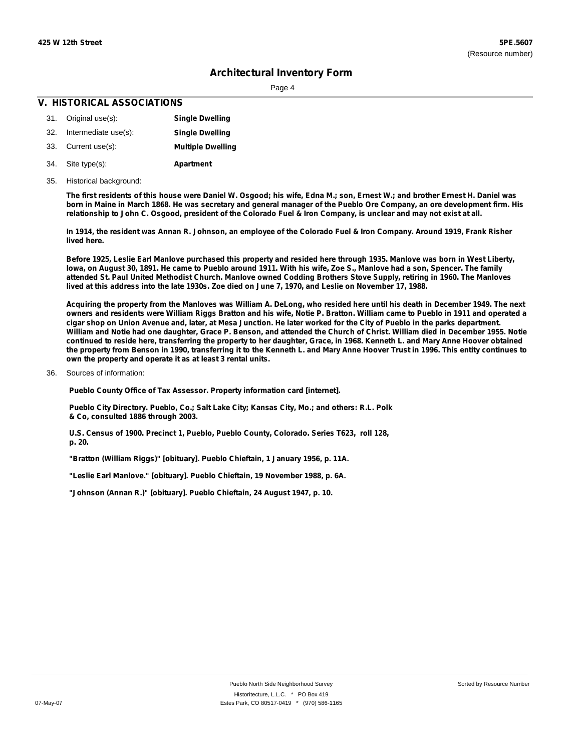# Architectural Inventory Form

## V. HISTORICAL ASSOCIATIONS

31. Original use(s): **Single Dwelling**
32. Intermediate use(s): **Single Dwelling**
33. Current use(s): **Multiple Dwelling**
34. Site type(s): **Apartment**
35. Historical background:

**The first residents of this house were Daniel W. Osgood; his wife, Edna M.; son, Ernest W.; and brother Ernest H. Daniel was born in Maine in March 1868. He was secretary and general manager of the Pueblo Ore Company, an ore development firm. His relationship to John C. Osgood, president of the Colorado Fuel & Iron Company, is unclear and may not exist at all.**

**In 1914, the resident was Annan R. Johnson, an employee of the Colorado Fuel & Iron Company. Around 1919, Frank Risher lived here.**

**Before 1925, Leslie Earl Manlove purchased this property and resided here through 1935. Manlove was born in West Liberty, Iowa, on August 30, 1891. He came to Pueblo around 1911. With his wife, Zoe S., Manlove had a son, Spencer. The family attended St. Paul United Methodist Church. Manlove owned Codding Brothers Stove Supply, retiring in 1960. The Manloves lived at this address into the late 1930s. Zoe died on June 7, 1970, and Leslie on November 17, 1988.**

**Acquiring the property from the Manloves was William A. DeLong, who resided here until his death in December 1949. The next owners and residents were William Riggs Bratton and his wife, Notie P. Bratton. William came to Pueblo in 1911 and operated a cigar shop on Union Avenue and, later, at Mesa Junction. He later worked for the City of Pueblo in the parks department. William and Notie had one daughter, Grace P. Benson, and attended the Church of Christ. William died in December 1955. Notie continued to reside here, transferring the property to her daughter, Grace, in 1968. Kenneth L. and Mary Anne Hoover obtained the property from Benson in 1990, transferring it to the Kenneth L. and Mary Anne Hoover Trust in 1996. This entity continues to own the property and operate it as at least 3 rental units.**

36. Sources of information:

**Pueblo County Office of Tax Assessor. Property information card [internet].**

**Pueblo City Directory. Pueblo, Co.; Salt Lake City; Kansas City, Mo.; and others: R.L. Polk & Co, consulted 1886 through 2003.**

**U.S. Census of 1900. Precinct 1, Pueblo, Pueblo County, Colorado. Series T623, roll 128, p. 20.**

**"Bratton (William Riggs)" [obituary]. Pueblo Chieftain, 1 January 1956, p. 11A.**

**"Leslie Earl Manlove." [obituary]. Pueblo Chieftain, 19 November 1988, p. 6A.**

**"Johnson (Annan R.)" [obituary]. Pueblo Chieftain, 24 August 1947, p. 10.**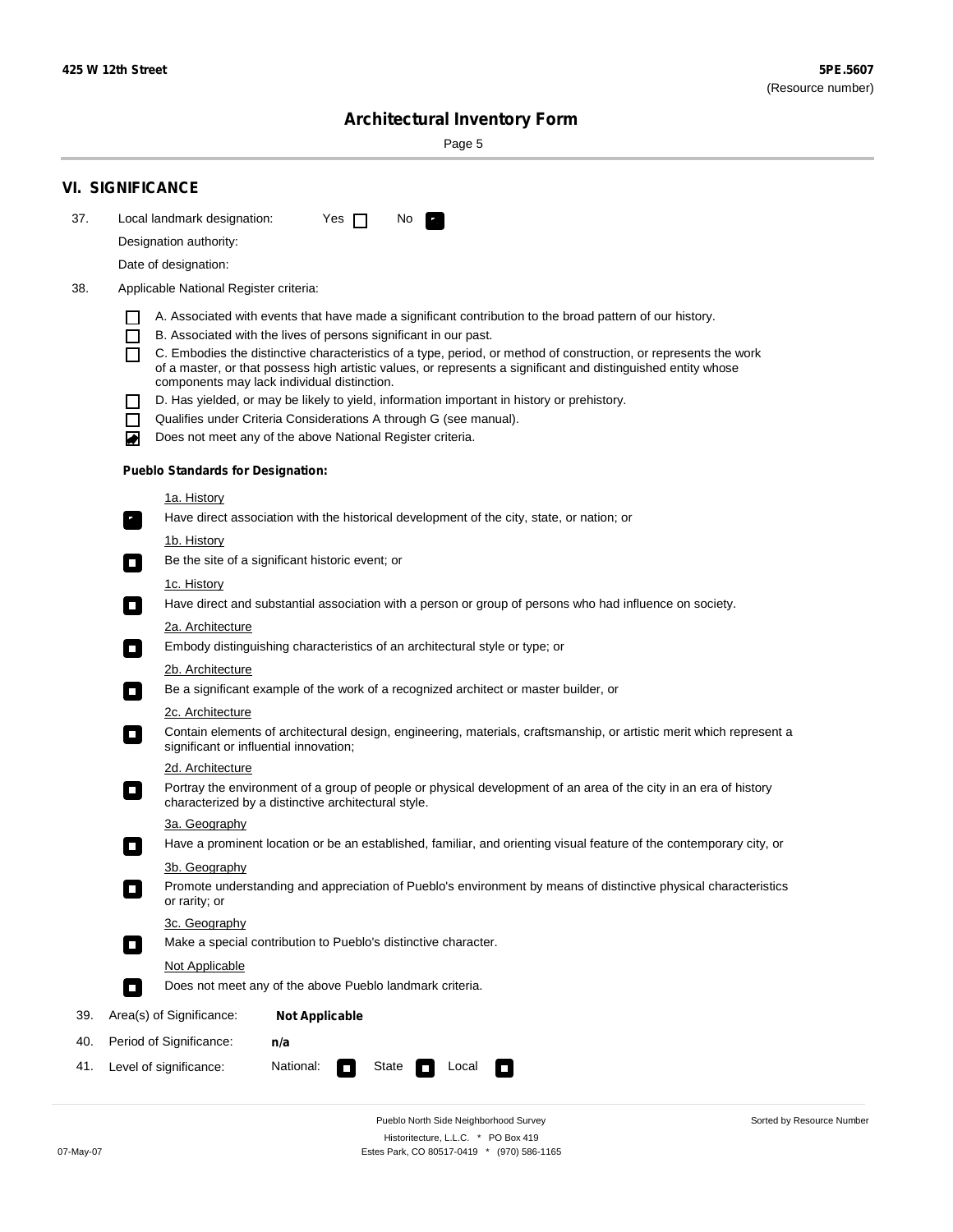## VI. SIGNIFICANCE

37. Local landmark designation: Yes ☐ No ☑

Designation authority:

Date of designation:

38. Applicable National Register criteria:

- ☐ A. Associated with events that have made a significant contribution to the broad pattern of our history.
- ☐ B. Associated with the lives of persons significant in our past.
- ☐ C. Embodies the distinctive characteristics of a type, period, or method of construction, or represents the work of a master, or that possess high artistic values, or represents a significant and distinguished entity whose components may lack individual distinction.
- ☐ D. Has yielded, or may be likely to yield, information important in history or prehistory.
- ☐ Qualifies under Criteria Considerations A through G (see manual).
- ☑ Does not meet any of the above National Register criteria.

**Pueblo Standards for Designation:**

1a. History
☑ Have direct association with the historical development of the city, state, or nation; or

1b. History
☐ Be the site of a significant historic event; or

1c. History
☐ Have direct and substantial association with a person or group of persons who had influence on society.

2a. Architecture
☐ Embody distinguishing characteristics of an architectural style or type; or

2b. Architecture
☐ Be a significant example of the work of a recognized architect or master builder, or

2c. Architecture
☐ Contain elements of architectural design, engineering, materials, craftsmanship, or artistic merit which represent a significant or influential innovation;

2d. Architecture
☐ Portray the environment of a group of people or physical development of an area of the city in an era of history characterized by a distinctive architectural style.

3a. Geography
☐ Have a prominent location or be an established, familiar, and orienting visual feature of the contemporary city, or

3b. Geography
☐ Promote understanding and appreciation of Pueblo's environment by means of distinctive physical characteristics or rarity; or

3c. Geography
☐ Make a special contribution to Pueblo's distinctive character.

Not Applicable
☐ Does not meet any of the above Pueblo landmark criteria.

39. Area(s) of Significance: **Not Applicable**

40. Period of Significance: **n/a**

41. Level of significance: National: ☐ State ☐ Local ☐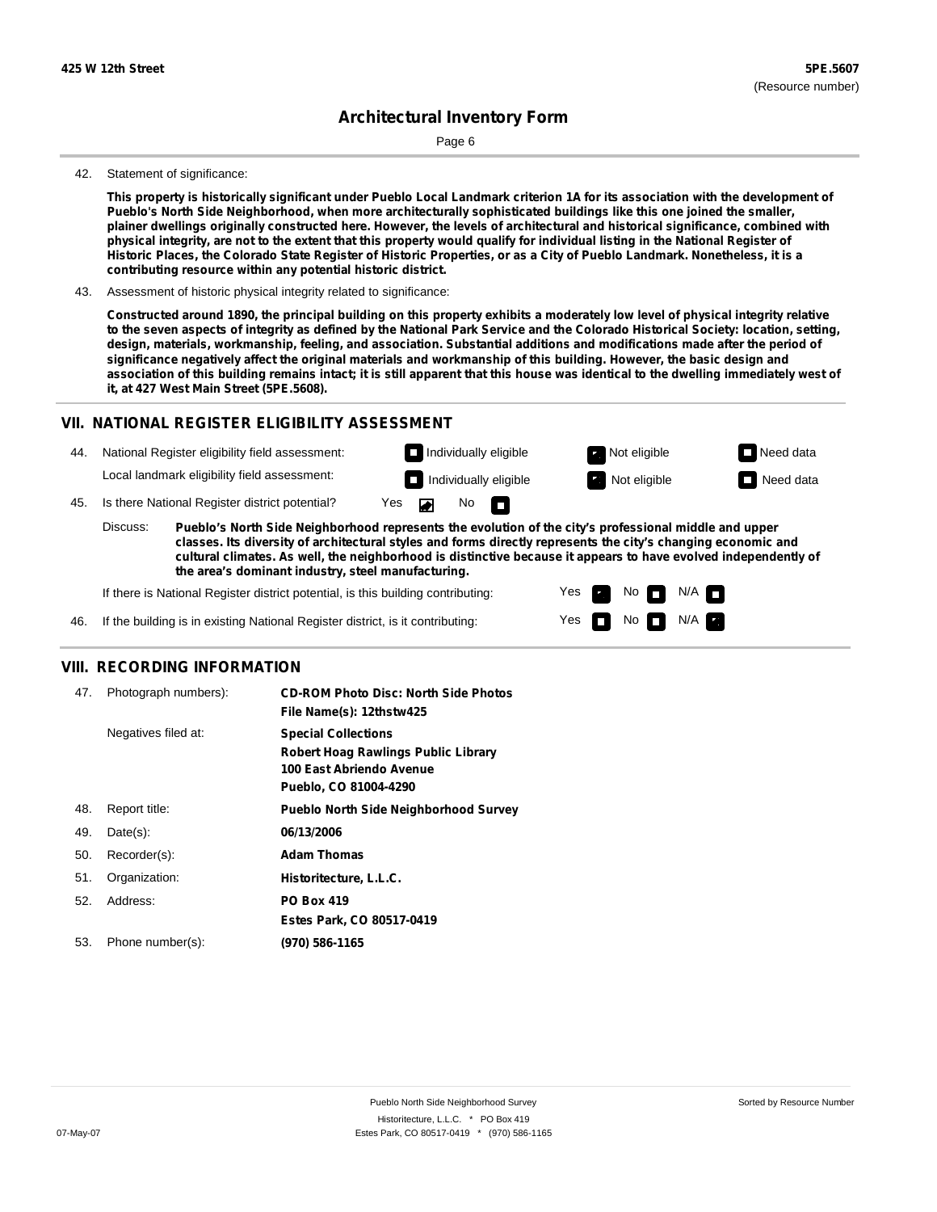42. Statement of significance:

**This property is historically significant under Pueblo Local Landmark criterion 1A for its association with the development of Pueblo's North Side Neighborhood, when more architecturally sophisticated buildings like this one joined the smaller, plainer dwellings originally constructed here. However, the levels of architectural and historical significance, combined with physical integrity, are not to the extent that this property would qualify for individual listing in the National Register of Historic Places, the Colorado State Register of Historic Properties, or as a City of Pueblo Landmark. Nonetheless, it is a contributing resource within any potential historic district.**

43. Assessment of historic physical integrity related to significance:

**Constructed around 1890, the principal building on this property exhibits a moderately low level of physical integrity relative to the seven aspects of integrity as defined by the National Park Service and the Colorado Historical Society: location, setting, design, materials, workmanship, feeling, and association. Substantial additions and modifications made after the period of significance negatively affect the original materials and workmanship of this building. However, the basic design and association of this building remains intact; it is still apparent that this house was identical to the dwelling immediately west of it, at 427 West Main Street (5PE.5608).**

## VII. NATIONAL REGISTER ELIGIBILITY ASSESSMENT

44. National Register eligibility field assessment: ☐ Individually eligible ☒ Not eligible ☐ Need data

Local landmark eligibility field assessment: ☐ Individually eligible ☒ Not eligible ☐ Need data

45. Is there National Register district potential? Yes ☒ No ☐

Discuss: **Pueblo's North Side Neighborhood represents the evolution of the city's professional middle and upper classes. Its diversity of architectural styles and forms directly represents the city's changing economic and cultural climates. As well, the neighborhood is distinctive because it appears to have evolved independently of the area's dominant industry, steel manufacturing.**

If there is National Register district potential, is this building contributing: Yes ☒ No ☐ N/A ☐

46. If the building is in existing National Register district, is it contributing: Yes ☐ No ☐ N/A ☒

## VIII. RECORDING INFORMATION

47. Photograph numbers): **CD-ROM Photo Disc: North Side Photos**
**File Name(s): 12thstw425**

Negatives filed at: **Special Collections**
**Robert Hoag Rawlings Public Library**
**100 East Abriendo Avenue**
**Pueblo, CO 81004-4290**

48. Report title: **Pueblo North Side Neighborhood Survey**

49. Date(s): **06/13/2006**

50. Recorder(s): **Adam Thomas**

51. Organization: **Historitecture, L.L.C.**

52. Address: **PO Box 419**
**Estes Park, CO 80517-0419**

53. Phone number(s): **(970) 586-1165**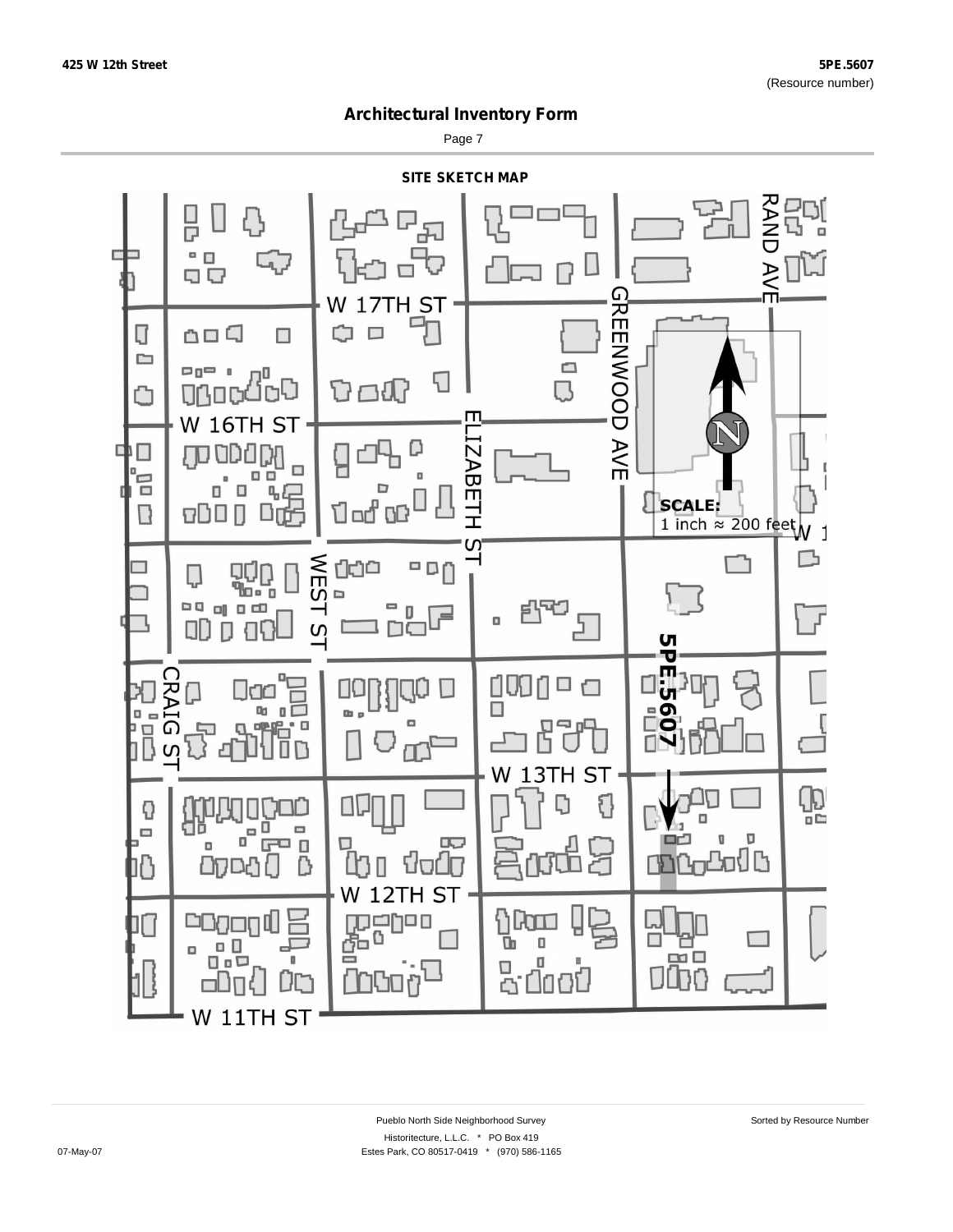## Architectural Inventory Form

### SITE SKETCH MAP

W 17TH ST

W 16TH ST

W 13TH ST

W 12TH ST

W 11TH ST

CRAIG ST

WEST ST

ELIZABETH ST

GREENWOOD AVE

RAND AVE

5PE.5607

SCALE:
1 inch ≈ 200 feet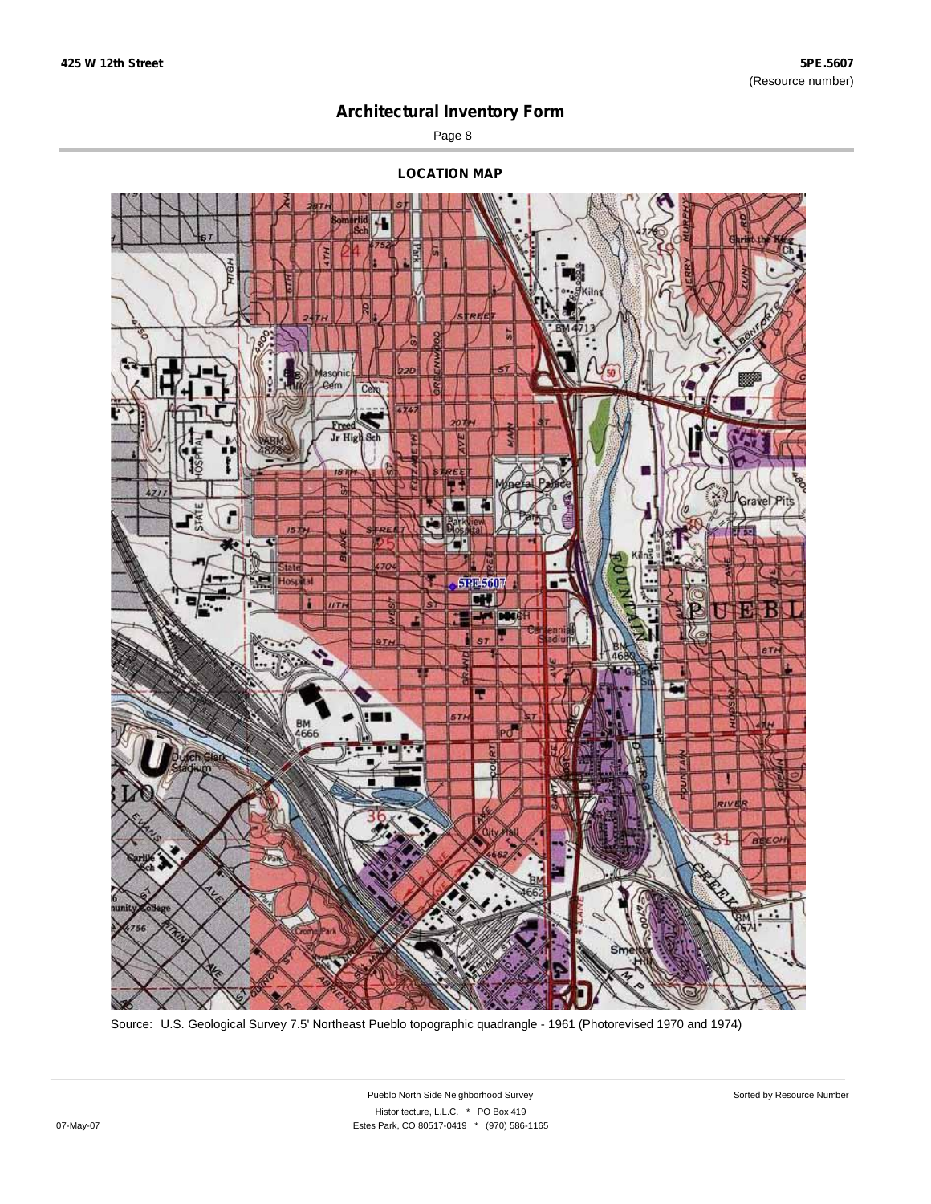# Architectural Inventory Form

## LOCATION MAP

Source: U.S. Geological Survey 7.5' Northeast Pueblo topographic quadrangle - 1961 (Photorevised 1970 and 1974)